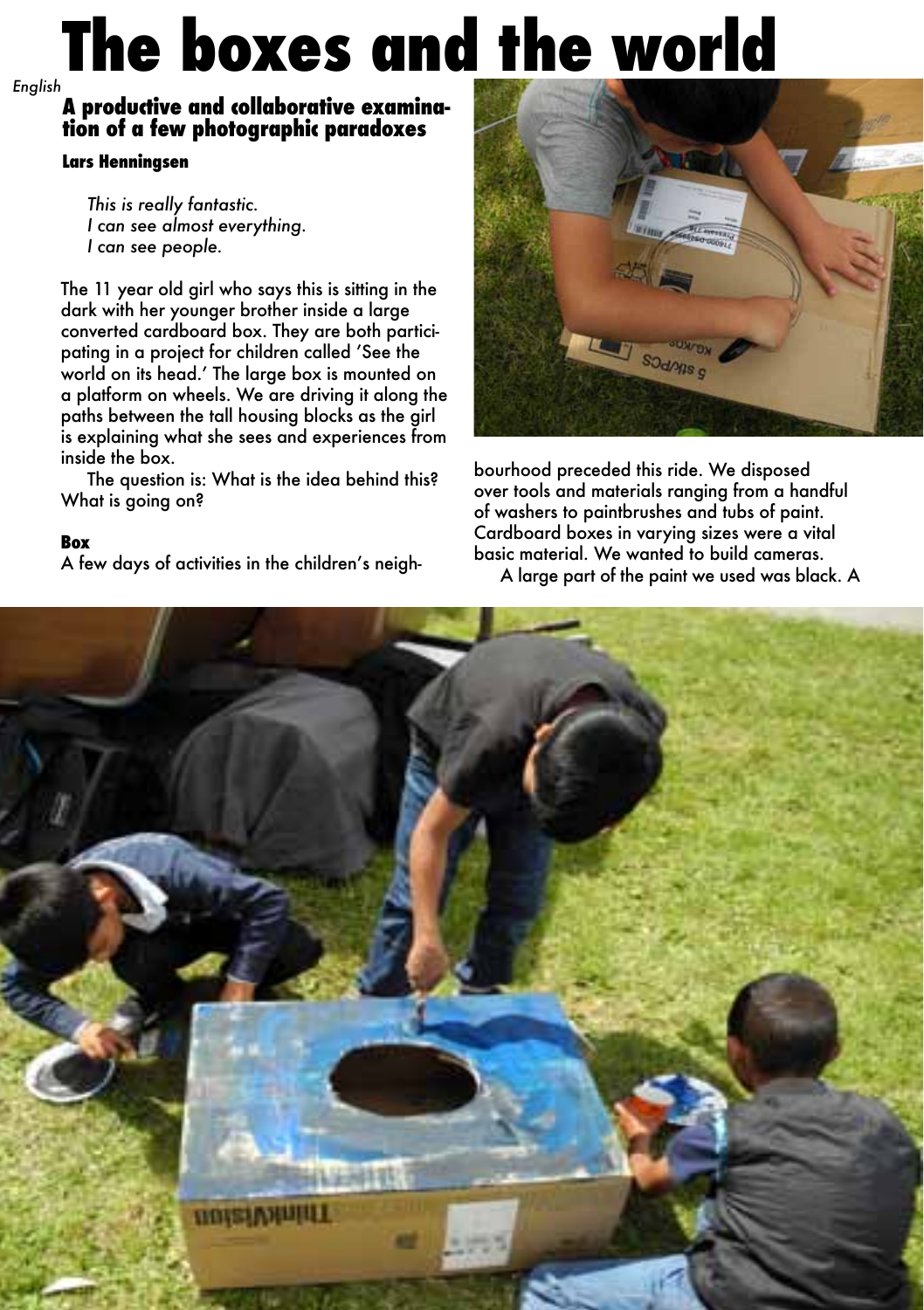# The boxes and the world

*English*

## A productive and collaborative examination of a few photographic paradoxes

**Lars Henningsen**

*This is really fantastic.*
*I can see almost everything.*
*I can see people.*

The 11 year old girl who says this is sitting in the dark with her younger brother inside a large converted cardboard box. They are both participating in a project for children called 'See the world on its head.' The large box is mounted on a platform on wheels. We are driving it along the paths between the tall housing blocks as the girl is explaining what she sees and experiences from inside the box.

The question is: What is the idea behind this? What is going on?

### Box

A few days of activities in the children's neighbourhood preceded this ride. We disposed over tools and materials ranging from a handful of washers to paintbrushes and tubs of paint. Cardboard boxes in varying sizes were a vital basic material. We wanted to build cameras.

A large part of the paint we used was black. A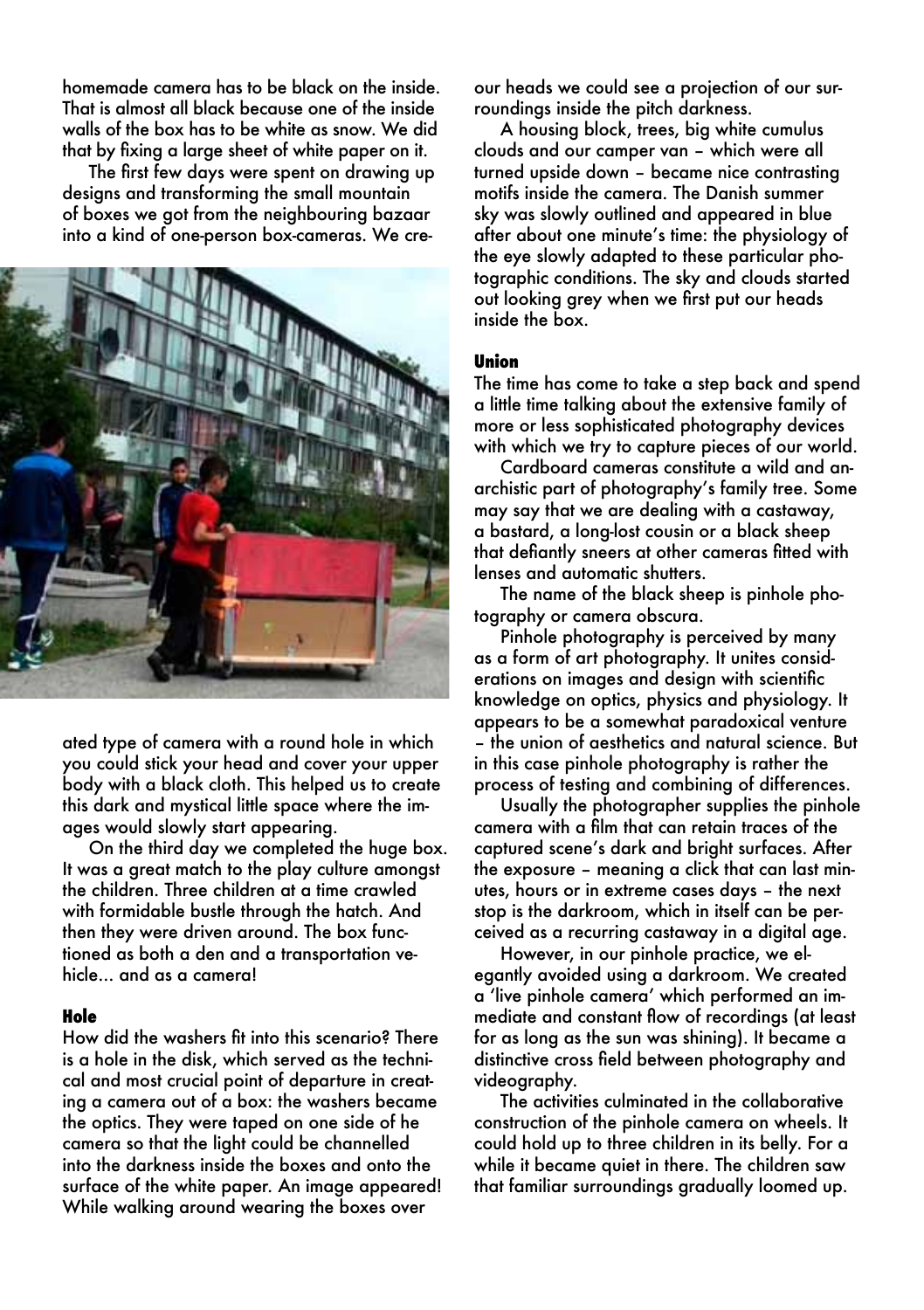homemade camera has to be black on the inside. That is almost all black because one of the inside walls of the box has to be white as snow. We did that by fixing a large sheet of white paper on it.

The first few days were spent on drawing up designs and transforming the small mountain of boxes we got from the neighbouring bazaar into a kind of one-person box-cameras. We created type of camera with a round hole in which you could stick your head and cover your upper body with a black cloth. This helped us to create this dark and mystical little space where the images would slowly start appearing.

On the third day we completed the huge box. It was a great match to the play culture amongst the children. Three children at a time crawled with formidable bustle through the hatch. And then they were driven around. The box functioned as both a den and a transportation vehicle... and as a camera!

### Hole

How did the washers fit into this scenario? There is a hole in the disk, which served as the technical and most crucial point of departure in creating a camera out of a box: the washers became the optics. They were taped on one side of he camera so that the light could be channelled into the darkness inside the boxes and onto the surface of the white paper. An image appeared! While walking around wearing the boxes over our heads we could see a projection of our surroundings inside the pitch darkness.

A housing block, trees, big white cumulus clouds and our camper van – which were all turned upside down – became nice contrasting motifs inside the camera. The Danish summer sky was slowly outlined and appeared in blue after about one minute's time: the physiology of the eye slowly adapted to these particular photographic conditions. The sky and clouds started out looking grey when we first put our heads inside the box.

### Union

The time has come to take a step back and spend a little time talking about the extensive family of more or less sophisticated photography devices with which we try to capture pieces of our world.

Cardboard cameras constitute a wild and anarchistic part of photography's family tree. Some may say that we are dealing with a castaway, a bastard, a long-lost cousin or a black sheep that defiantly sneers at other cameras fitted with lenses and automatic shutters.

The name of the black sheep is pinhole photography or camera obscura.

Pinhole photography is perceived by many as a form of art photography. It unites considerations on images and design with scientific knowledge on optics, physics and physiology. It appears to be a somewhat paradoxical venture – the union of aesthetics and natural science. But in this case pinhole photography is rather the process of testing and combining of differences.

Usually the photographer supplies the pinhole camera with a film that can retain traces of the captured scene's dark and bright surfaces. After the exposure – meaning a click that can last minutes, hours or in extreme cases days – the next stop is the darkroom, which in itself can be perceived as a recurring castaway in a digital age.

However, in our pinhole practice, we elegantly avoided using a darkroom. We created a 'live pinhole camera' which performed an immediate and constant flow of recordings (at least for as long as the sun was shining). It became a distinctive cross field between photography and videography.

The activities culminated in the collaborative construction of the pinhole camera on wheels. It could hold up to three children in its belly. For a while it became quiet in there. The children saw that familiar surroundings gradually loomed up.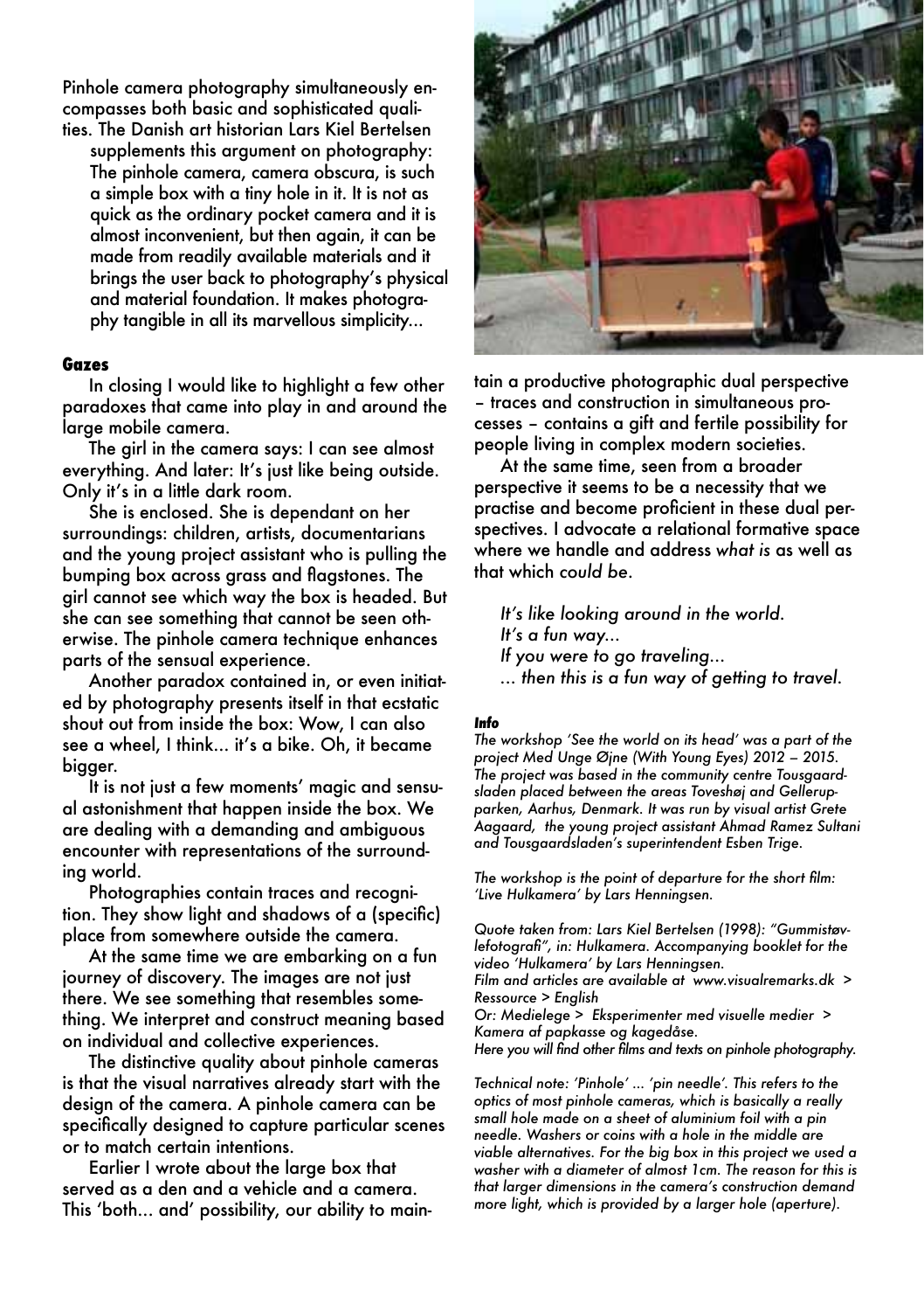Pinhole camera photography simultaneously encompasses both basic and sophisticated qualities. The Danish art historian Lars Kiel Bertelsen

> supplements this argument on photography: The pinhole camera, camera obscura, is such a simple box with a tiny hole in it. It is not as quick as the ordinary pocket camera and it is almost inconvenient, but then again, it can be made from readily available materials and it brings the user back to photography's physical and material foundation. It makes photography tangible in all its marvellous simplicity...

### Gazes

In closing I would like to highlight a few other paradoxes that came into play in and around the large mobile camera.

The girl in the camera says: I can see almost everything. And later: It's just like being outside. Only it's in a little dark room.

She is enclosed. She is dependant on her surroundings: children, artists, documentarians and the young project assistant who is pulling the bumping box across grass and flagstones. The girl cannot see which way the box is headed. But she can see something that cannot be seen otherwise. The pinhole camera technique enhances parts of the sensual experience.

Another paradox contained in, or even initiated by photography presents itself in that ecstatic shout out from inside the box: Wow, I can also see a wheel, I think... it's a bike. Oh, it became bigger.

It is not just a few moments' magic and sensual astonishment that happen inside the box. We are dealing with a demanding and ambiguous encounter with representations of the surrounding world.

Photographies contain traces and recognition. They show light and shadows of a (specific) place from somewhere outside the camera.

At the same time we are embarking on a fun journey of discovery. The images are not just there. We see something that resembles something. We interpret and construct meaning based on individual and collective experiences.

The distinctive quality about pinhole cameras is that the visual narratives already start with the design of the camera. A pinhole camera can be specifically designed to capture particular scenes or to match certain intentions.

Earlier I wrote about the large box that served as a den and a vehicle and a camera. This 'both... and' possibility, our ability to maintain a productive photographic dual perspective – traces and construction in simultaneous processes – contains a gift and fertile possibility for people living in complex modern societies.

At the same time, seen from a broader perspective it seems to be a necessity that we practise and become proficient in these dual perspectives. I advocate a relational formative space where we handle and address *what is* as well as that which *could be*.

> *It's like looking around in the world.*
> *It's a fun way...*
> *If you were to go traveling...*
> *... then this is a fun way of getting to travel.*

#### Info

*The workshop 'See the world on its head' was a part of the project Med Unge Øjne (With Young Eyes) 2012 – 2015. The project was based in the community centre Tousgaardsladen placed between the areas Toveshøj and Gellerupparken, Aarhus, Denmark. It was run by visual artist Grete Aagaard, the young project assistant Ahmad Ramez Sultani and Tousgaardsladen's superintendent Esben Trige.*

*The workshop is the point of departure for the short film: 'Live Hulkamera' by Lars Henningsen.*

*Quote taken from: Lars Kiel Bertelsen (1998): "Gummistøvlefotografi", in: Hulkamera. Accompanying booklet for the video 'Hulkamera' by Lars Henningsen.*
*Film and articles are available at www.visualremarks.dk > Ressource > English*
*Or: Medielege > Eksperimenter med visuelle medier > Kamera af papkasse og kagedåse.*
*Here you will find other films and texts on pinhole photography.*

*Technical note: 'Pinhole' ... 'pin needle'. This refers to the optics of most pinhole cameras, which is basically a really small hole made on a sheet of aluminium foil with a pin needle. Washers or coins with a hole in the middle are viable alternatives. For the big box in this project we used a washer with a diameter of almost 1cm. The reason for this is that larger dimensions in the camera's construction demand more light, which is provided by a larger hole (aperture).*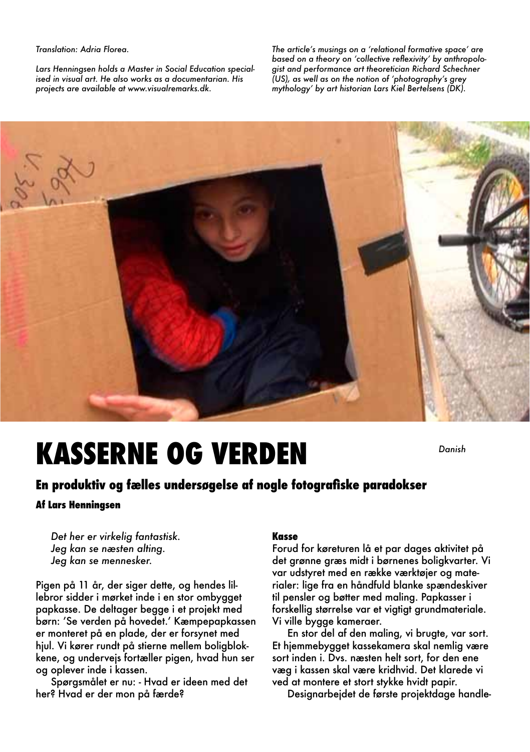*Translation: Adria Florea.*

*Lars Henningsen holds a Master in Social Education specialised in visual art. He also works as a documentarian. His projects are available at www.visualremarks.dk.*

*The article's musings on a 'relational formative space' are based on a theory on 'collective reflexivity' by anthropologist and performance art theoretician Richard Schechner (US), as well as on the notion of 'photography's grey mythology' by art historian Lars Kiel Bertelsens (DK).*

# KASSERNE OG VERDEN

*Danish*

## En produktiv og fælles undersøgelse af nogle fotografiske paradokser

**Af Lars Henningsen**

*Det her er virkelig fantastisk.*
*Jeg kan se næsten alting.*
*Jeg kan se mennesker.*

Pigen på 11 år, der siger dette, og hendes lillebror sidder i mørket inde i en stor ombygget papkasse. De deltager begge i et projekt med børn: 'Se verden på hovedet.' Kæmpepapkassen er monteret på en plade, der er forsynet med hjul. Vi kører rundt på stierne mellem boligblokkene, og undervejs fortæller pigen, hvad hun ser og oplever inde i kassen.

Spørgsmålet er nu: - Hvad er ideen med det her? Hvad er der mon på færde?

### Kasse

Forud for køreturen lå et par dages aktivitet på det grønne græs midt i børnenes boligkvarter. Vi var udstyret med en række værktøjer og materialer: lige fra en håndfuld blanke spændeskiver til pensler og bøtter med maling. Papkasser i forskellig størrelse var et vigtigt grundmateriale. Vi ville bygge kameraer.

En stor del af den maling, vi brugte, var sort. Et hjemmebygget kassekamera skal nemlig være sort inden i. Dvs. næsten helt sort, for den ene væg i kassen skal være kridhvid. Det klarede vi ved at montere et stort stykke hvidt papir.

Designarbejdet de første projektdage handle-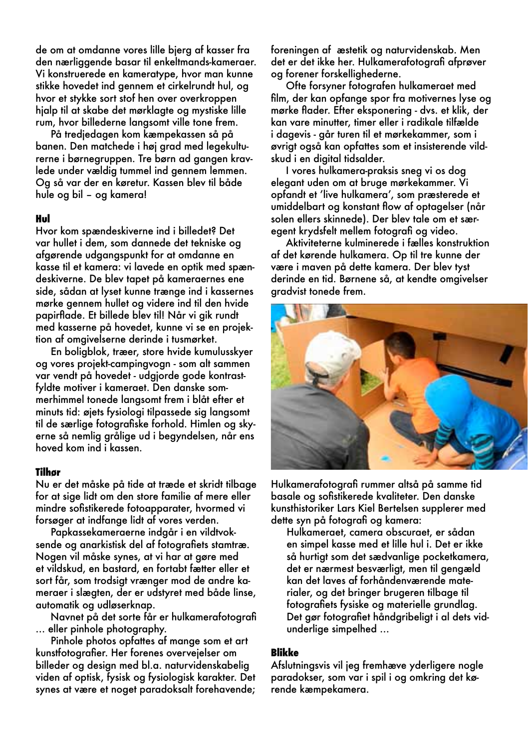de om at omdanne vores lille bjerg af kasser fra den nærliggende basar til enkeltmands-kameraer. Vi konstruerede en kameratype, hvor man kunne stikke hovedet ind gennem et cirkelrundt hul, og hvor et stykke sort stof hen over overkroppen hjalp til at skabe det mørklagte og mystiske lille rum, hvor billederne langsomt ville tone frem.

På tredjedagen kom kæmpekassen så på banen. Den matchede i høj grad med legekulturerne i børnegruppen. Tre børn ad gangen kravlede under vældig tummel ind gennem lemmen. Og så var der en køretur. Kassen blev til både hule og bil – og kamera!

### Hul

Hvor kom spændeskiverne ind i billedet? Det var hullet i dem, som dannede det tekniske og afgørende udgangspunkt for at omdanne en kasse til et kamera: vi lavede en optik med spændeskiverne. De blev tapet på kameraernes ene side, sådan at lyset kunne trænge ind i kassernes mørke gennem hullet og videre ind til den hvide papirflade. Et billede blev til! Når vi gik rundt med kasserne på hovedet, kunne vi se en projektion af omgivelserne derinde i tusmørket.

En boligblok, træer, store hvide kumulusskyer og vores projekt-campingvogn - som alt sammen var vendt på hovedet - udgjorde gode kontrastfyldte motiver i kameraet. Den danske sommerhimmel tonede langsomt frem i blåt efter et minuts tid: øjets fysiologi tilpassede sig langsomt til de særlige fotografiske forhold. Himlen og skyerne så nemlig grålige ud i begyndelsen, når ens hoved kom ind i kassen.

### Tilhør

Nu er det måske på tide at træde et skridt tilbage for at sige lidt om den store familie af mere eller mindre sofistikerede fotoapparater, hvormed vi forsøger at indfange lidt af vores verden.

Papkassekameraerne indgår i en vildtvoksende og anarkistisk del af fotografiets stamtræ. Nogen vil måske synes, at vi har at gøre med et vildskud, en bastard, en fortabt fætter eller et sort får, som trodsigt vrænger mod de andre kameraer i slægten, der er udstyret med både linse, automatik og udløserknap.

Navnet på det sorte får er hulkamerafotografi … eller pinhole photography.

Pinhole photos opfattes af mange som et art kunstfotografier. Her forenes overvejelser om billeder og design med bl.a. naturvidenskabelig viden af optisk, fysisk og fysiologisk karakter. Det synes at være et noget paradoksalt forehavende; foreningen af æstetik og naturvidenskab. Men det er det ikke her. Hulkamerafotografi afprøver og forener forskellighederne.

Ofte forsyner fotografen hulkameraet med film, der kan opfange spor fra motivernes lyse og mørke flader. Efter eksponering - dvs. et klik, der kan vare minutter, timer eller i radikale tilfælde i dagevis - går turen til et mørkekammer, som i øvrigt også kan opfattes som et insisterende vildskud i en digital tidsalder.

I vores hulkamera-praksis sneg vi os dog elegant uden om at bruge mørkekammer. Vi opfandt et 'live hulkamera', som præsterede et umiddelbart og konstant flow af optagelser (når solen ellers skinnede). Der blev tale om et særegent krydsfelt mellem fotografi og video.

Aktiviteterne kulminerede i fælles konstruktion af det kørende hulkamera. Op til tre kunne der være i maven på dette kamera. Der blev tyst derinde en tid. Børnene så, at kendte omgivelser gradvist tonede frem.

Hulkamerafotografi rummer altså på samme tid basale og sofistikerede kvaliteter. Den danske kunsthistoriker Lars Kiel Bertelsen supplerer med dette syn på fotografi og kamera:

> Hulkameraet, camera obscuraet, er sådan en simpel kasse med et lille hul i. Det er ikke så hurtigt som det sædvanlige pocketkamera, det er nærmest besværligt, men til gengæld kan det laves af forhåndenværende materialer, og det bringer brugeren tilbage til fotografiets fysiske og materielle grundlag. Det gør fotografiet håndgribeligt i al dets vidunderlige simpelhed …

### Blikke

Afslutningsvis vil jeg fremhæve yderligere nogle paradokser, som var i spil i og omkring det kørende kæmpekamera.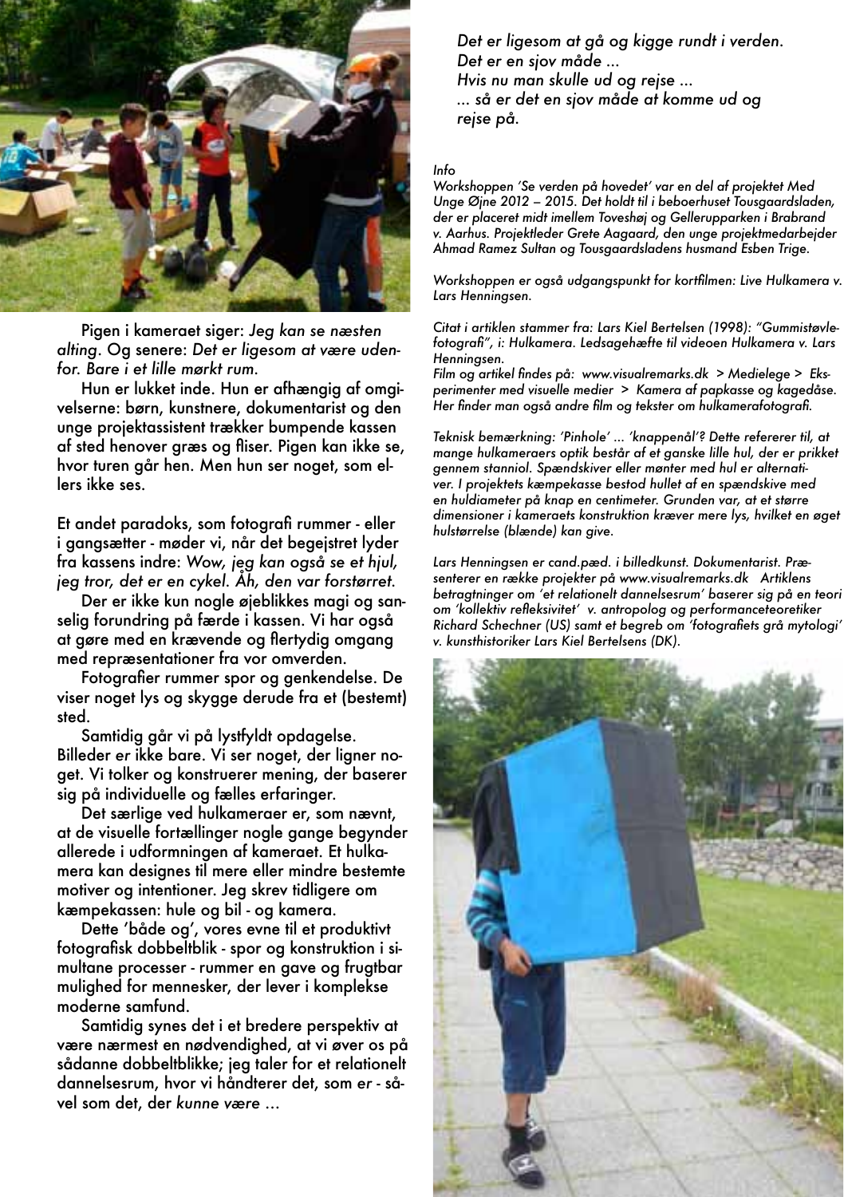Pigen i kameraet siger: *Jeg kan se næsten alting.* Og senere: *Det er ligesom at være udenfor. Bare i et lille mørkt rum.*

Hun er lukket inde. Hun er afhængig af omgivelserne: børn, kunstnere, dokumentarist og den unge projektassistent trækker bumpende kassen af sted henover græs og fliser. Pigen kan ikke se, hvor turen går hen. Men hun ser noget, som ellers ikke ses.

Et andet paradoks, som fotografi rummer - eller i gangsætter - møder vi, når det begejstret lyder fra kassens indre: *Wow, jeg kan også se et hjul, jeg tror, det er en cykel. Åh, den var forstørret.*

Der er ikke kun nogle øjeblikkes magi og sanselig forundring på færde i kassen. Vi har også at gøre med en krævende og flertydig omgang med repræsentationer fra vor omverden.

Fotografier rummer spor og genkendelse. De viser noget lys og skygge derude fra et (bestemt) sted.

Samtidig går vi på lystfyldt opdagelse. Billeder *er* ikke bare. Vi ser noget, der ligner noget. Vi tolker og konstruerer mening, der baserer sig på individuelle og fælles erfaringer.

Det særlige ved hulkameraer er, som nævnt, at de visuelle fortællinger nogle gange begynder allerede i udformningen af kameraet. Et hulkamera kan designes til mere eller mindre bestemte motiver og intentioner. Jeg skrev tidligere om kæmpekassen: hule og bil - og kamera.

Dette 'både og', vores evne til et produktivt fotografisk dobbeltblik - spor og konstruktion i simultane processer - rummer en gave og frugtbar mulighed for mennesker, der lever i komplekse moderne samfund.

Samtidig synes det i et bredere perspektiv at være nærmest en nødvendighed, at vi øver os på sådanne dobbeltblikke; jeg taler for et relationelt dannelsesrum, hvor vi håndterer det, som *er* - såvel som det, der *kunne være* ...

*Det er ligesom at gå og kigge rundt i verden.*
*Det er en sjov måde ...*
*Hvis nu man skulle ud og rejse ...*
*... så er det en sjov måde at komme ud og rejse på.*

*Info*

*Workshoppen 'Se verden på hovedet' var en del af projektet Med Unge Øjne 2012 – 2015. Det holdt til i beboerhuset Tousgaardsladen, der er placeret midt imellem Toveshøj og Gellerupparken i Brabrand v. Aarhus. Projektleder Grete Aagaard, den unge projektmedarbejder Ahmad Ramez Sultan og Tousgaardsladens husmand Esben Trige.*

*Workshoppen er også udgangspunkt for kortfilmen: Live Hulkamera v. Lars Henningsen.*

*Citat i artiklen stammer fra: Lars Kiel Bertelsen (1998): "Gummistøvlefotografi", i: Hulkamera. Ledsagehæfte til videoen Hulkamera v. Lars Henningsen.*
*Film og artikel findes på: www.visualremarks.dk > Medielege > Eksperimenter med visuelle medier > Kamera af papkasse og kagedåse. Her finder man også andre film og tekster om hulkamerafotografi.*

*Teknisk bemærkning: 'Pinhole' ... 'knappenål'? Dette refererer til, at mange hulkameraers optik består af et ganske lille hul, der er prikket gennem stanniol. Spændskiver eller mønter med hul er alternativer. I projektets kæmpekasse bestod hullet af en spændskive med en huldiameter på knap en centimeter. Grunden var, at et større dimensioner i kameraets konstruktion kræver mere lys, hvilket en øget hulstørrelse (blænde) kan give.*

*Lars Henningsen er cand.pæd. i billedkunst. Dokumentarist. Præsenterer en række projekter på www.visualremarks.dk Artiklens betragtninger om 'et relationelt dannelsesrum' baserer sig på en teori om 'kollektiv refleksivitet' v. antropolog og performanceteoretiker Richard Schechner (US) samt et begreb om 'fotografiets grå mytologi' v. kunsthistoriker Lars Kiel Bertelsens (DK).*